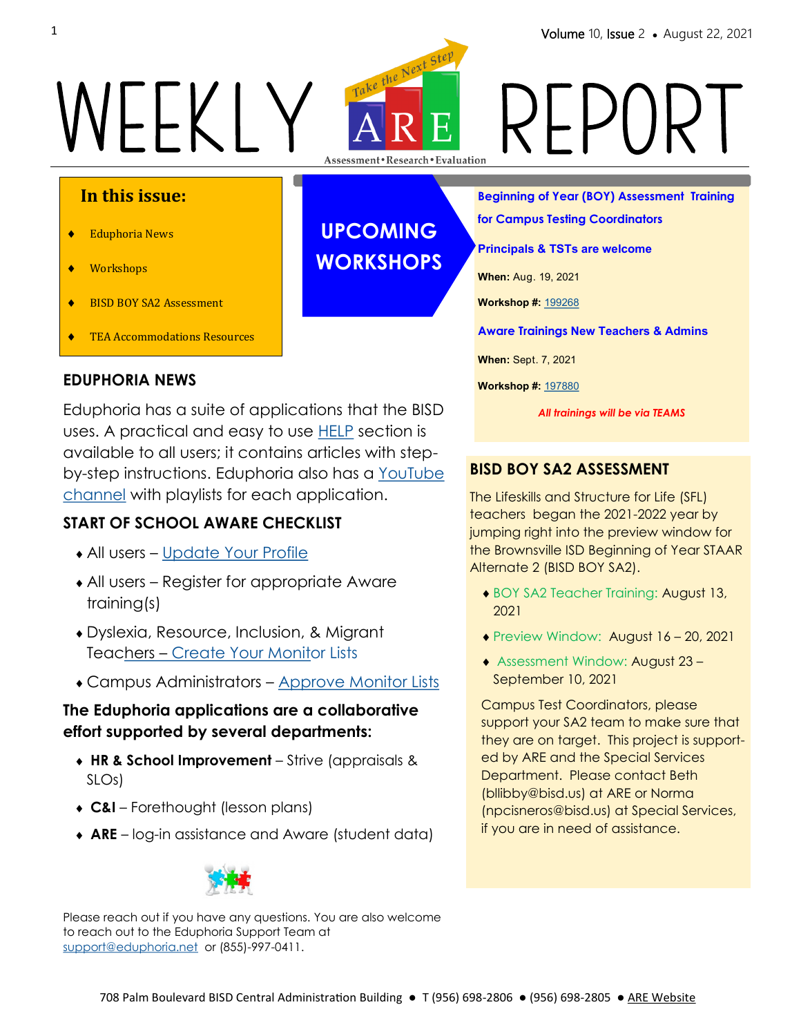# WEEKLY ARE REPORT

Take the Next Step

Assessment • Research • Evaluation

## In this issue:

- Eduphoria News
- Workshops
- BISD BOY SA2 Assessment
- TEA Accommodations Resources

## UPCOMING WORKSHOPS

**Beginning of Year (BOY) Assessment Training for Campus Testing Coordinators**

**Principals & TSTs are welcome**

**When:** Aug. 19, 2021

**Workshop #:** 199268

**Aware Trainings New Teachers & Admins**

**When:** Sept. 7, 2021

**Workshop #:** 197880

*All trainings will be via TEAMS*

## EDUPHORIA NEWS

Eduphoria has a suite of applications that the BISD uses. A practical and easy to use HELP section is available to all users; it contains articles with step-by-step instructions. Eduphoria also has a YouTube channel with playlists for each application.

## START OF SCHOOL AWARE CHECKLIST

- All users – Update Your Profile
- All users – Register for appropriate Aware training(s)
- Dyslexia, Resource, Inclusion, & Migrant Teachers – Create Your Monitor Lists
- Campus Administrators – Approve Monitor Lists

**The Eduphoria applications are a collaborative effort supported by several departments:**

- **HR & School Improvement** – Strive (appraisals & SLOs)
- **C&I** – Forethought (lesson plans)
- **ARE** – log-in assistance and Aware (student data)

Please reach out if you have any questions. You are also welcome to reach out to the Eduphoria Support Team at support@eduphoria.net or (855)-997-0411.

## BISD BOY SA2 ASSESSMENT

The Lifeskills and Structure for Life (SFL) teachers began the 2021-2022 year by jumping right into the preview window for the Brownsville ISD Beginning of Year STAAR Alternate 2 (BISD BOY SA2).

- BOY SA2 Teacher Training: August 13, 2021
- Preview Window: August 16 – 20, 2021
- Assessment Window: August 23 – September 10, 2021

Campus Test Coordinators, please support your SA2 team to make sure that they are on target. This project is supported by ARE and the Special Services Department. Please contact Beth (bllibby@bisd.us) at ARE or Norma (npcisneros@bisd.us) at Special Services, if you are in need of assistance.

708 Palm Boulevard BISD Central Administration Building ● T (956) 698-2806 ● (956) 698-2805 ● ARE Website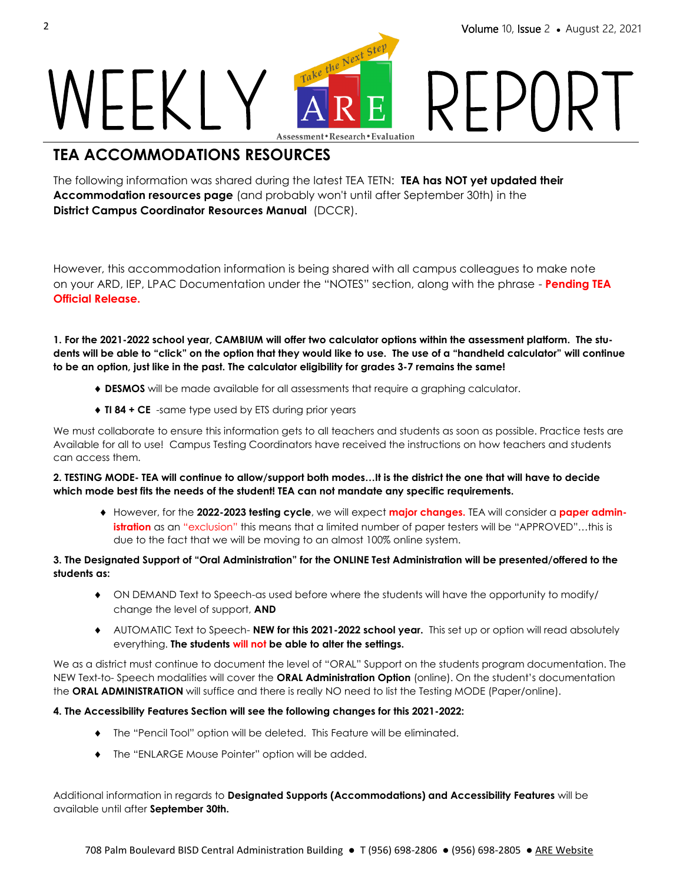# WEEKLY ARE REPORT

## TEA ACCOMMODATIONS RESOURCES

The following information was shared during the latest TEA TETN: **TEA has NOT yet updated their Accommodation resources page** (and probably won't until after September 30th) in the **District Campus Coordinator Resources Manual** (DCCR).

However, this accommodation information is being shared with all campus colleagues to make note on your ARD, IEP, LPAC Documentation under the "NOTES" section, along with the phrase - **Pending TEA Official Release.**

**1. For the 2021-2022 school year, CAMBIUM will offer two calculator options within the assessment platform. The students will be able to "click" on the option that they would like to use. The use of a "handheld calculator" will continue to be an option, just like in the past. The calculator eligibility for grades 3-7 remains the same!**

- **DESMOS** will be made available for all assessments that require a graphing calculator.
- **TI 84 + CE** -same type used by ETS during prior years

We must collaborate to ensure this information gets to all teachers and students as soon as possible. Practice tests are Available for all to use! Campus Testing Coordinators have received the instructions on how teachers and students can access them.

**2. TESTING MODE- TEA will continue to allow/support both modes…It is the district the one that will have to decide which mode best fits the needs of the student! TEA can not mandate any specific requirements.**

- However, for the **2022-2023 testing cycle**, we will expect **major changes.** TEA will consider a **paper administration** as an "exclusion" this means that a limited number of paper testers will be "APPROVED"…this is due to the fact that we will be moving to an almost 100% online system.

**3. The Designated Support of "Oral Administration" for the ONLINE Test Administration will be presented/offered to the students as:**

- ON DEMAND Text to Speech-as used before where the students will have the opportunity to modify/change the level of support, **AND**
- AUTOMATIC Text to Speech- **NEW for this 2021-2022 school year.** This set up or option will read absolutely everything. **The students will not be able to alter the settings.**

We as a district must continue to document the level of "ORAL" Support on the students program documentation. The NEW Text-to- Speech modalities will cover the **ORAL Administration Option** (online). On the student's documentation the **ORAL ADMINISTRATION** will suffice and there is really NO need to list the Testing MODE (Paper/online).

**4. The Accessibility Features Section will see the following changes for this 2021-2022:**

- The "Pencil Tool" option will be deleted. This Feature will be eliminated.
- The "ENLARGE Mouse Pointer" option will be added.

Additional information in regards to **Designated Supports (Accommodations) and Accessibility Features** will be available until after **September 30th.**

708 Palm Boulevard BISD Central Administration Building ● T (956) 698-2806 ● (956) 698-2805 ● ARE Website